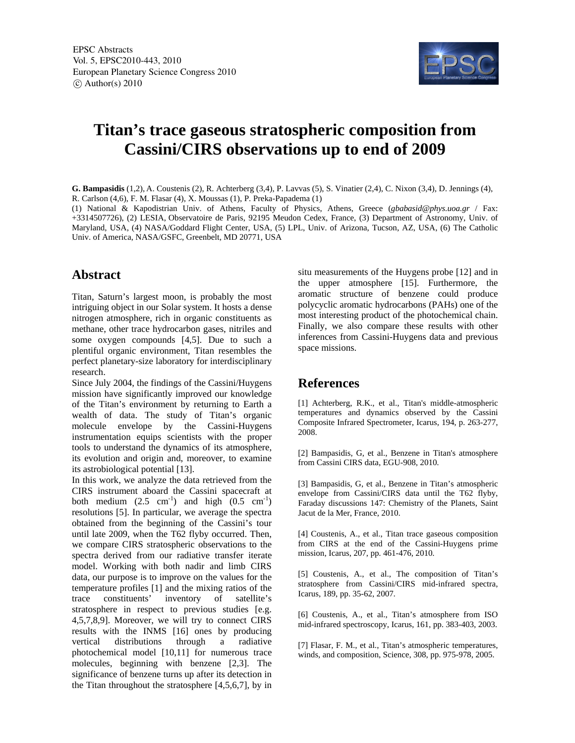EPSC Abstracts
Vol. 5, EPSC2010-443, 2010
European Planetary Science Congress 2010
© Author(s) 2010

# Titan's trace gaseous stratospheric composition from Cassini/CIRS observations up to end of 2009

**G. Bampasidis** (1,2), A. Coustenis (2), R. Achterberg (3,4), P. Lavvas (5), S. Vinatier (2,4), C. Nixon (3,4), D. Jennings (4), R. Carlson (4,6), F. M. Flasar (4), X. Moussas (1), P. Preka-Papadema (1)

(1) National & Kapodistrian Univ. of Athens, Faculty of Physics, Athens, Greece (*gbabasid@phys.uoa.gr* / Fax: +3314507726), (2) LESIA, Observatoire de Paris, 92195 Meudon Cedex, France, (3) Department of Astronomy, Univ. of Maryland, USA, (4) NASA/Goddard Flight Center, USA, (5) LPL, Univ. of Arizona, Tucson, AZ, USA, (6) The Catholic Univ. of America, NASA/GSFC, Greenbelt, MD 20771, USA

## Abstract

Titan, Saturn's largest moon, is probably the most intriguing object in our Solar system. It hosts a dense nitrogen atmosphere, rich in organic constituents as methane, other trace hydrocarbon gases, nitriles and some oxygen compounds [4,5]. Due to such a plentiful organic environment, Titan resembles the perfect planetary-size laboratory for interdisciplinary research.

Since July 2004, the findings of the Cassini/Huygens mission have significantly improved our knowledge of the Titan's environment by returning to Earth a wealth of data. The study of Titan's organic molecule envelope by the Cassini-Huygens instrumentation equips scientists with the proper tools to understand the dynamics of its atmosphere, its evolution and origin and, moreover, to examine its astrobiological potential [13].

In this work, we analyze the data retrieved from the CIRS instrument aboard the Cassini spacecraft at both medium (2.5 $cm^{-1}$) and high (0.5 $cm^{-1}$) resolutions [5]. In particular, we average the spectra obtained from the beginning of the Cassini's tour until late 2009, when the T62 flyby occurred. Then, we compare CIRS stratospheric observations to the spectra derived from our radiative transfer iterate model. Working with both nadir and limb CIRS data, our purpose is to improve on the values for the temperature profiles [1] and the mixing ratios of the trace constituents' inventory of satellite's stratosphere in respect to previous studies [e.g. 4,5,7,8,9]. Moreover, we will try to connect CIRS results with the INMS [16] ones by producing vertical distributions through a radiative photochemical model [10,11] for numerous trace molecules, beginning with benzene [2,3]. The significance of benzene turns up after its detection in the Titan throughout the stratosphere [4,5,6,7], by in situ measurements of the Huygens probe [12] and in the upper atmosphere [15]. Furthermore, the aromatic structure of benzene could produce polycyclic aromatic hydrocarbons (PAHs) one of the most interesting product of the photochemical chain. Finally, we also compare these results with other inferences from Cassini-Huygens data and previous space missions.

## References

[1] Achterberg, R.K., et al., Titan's middle-atmospheric temperatures and dynamics observed by the Cassini Composite Infrared Spectrometer, Icarus, 194, p. 263-277, 2008.

[2] Bampasidis, G, et al., Benzene in Titan's atmosphere from Cassini CIRS data, EGU-908, 2010.

[3] Bampasidis, G, et al., Benzene in Titan's atmospheric envelope from Cassini/CIRS data until the T62 flyby, Faraday discussions 147: Chemistry of the Planets, Saint Jacut de la Mer, France, 2010.

[4] Coustenis, A., et al., Titan trace gaseous composition from CIRS at the end of the Cassini-Huygens prime mission, Icarus, 207, pp. 461-476, 2010.

[5] Coustenis, A., et al., The composition of Titan's stratosphere from Cassini/CIRS mid-infrared spectra, Icarus, 189, pp. 35-62, 2007.

[6] Coustenis, A., et al., Titan's atmosphere from ISO mid-infrared spectroscopy, Icarus, 161, pp. 383-403, 2003.

[7] Flasar, F. M., et al., Titan's atmospheric temperatures, winds, and composition, Science, 308, pp. 975-978, 2005.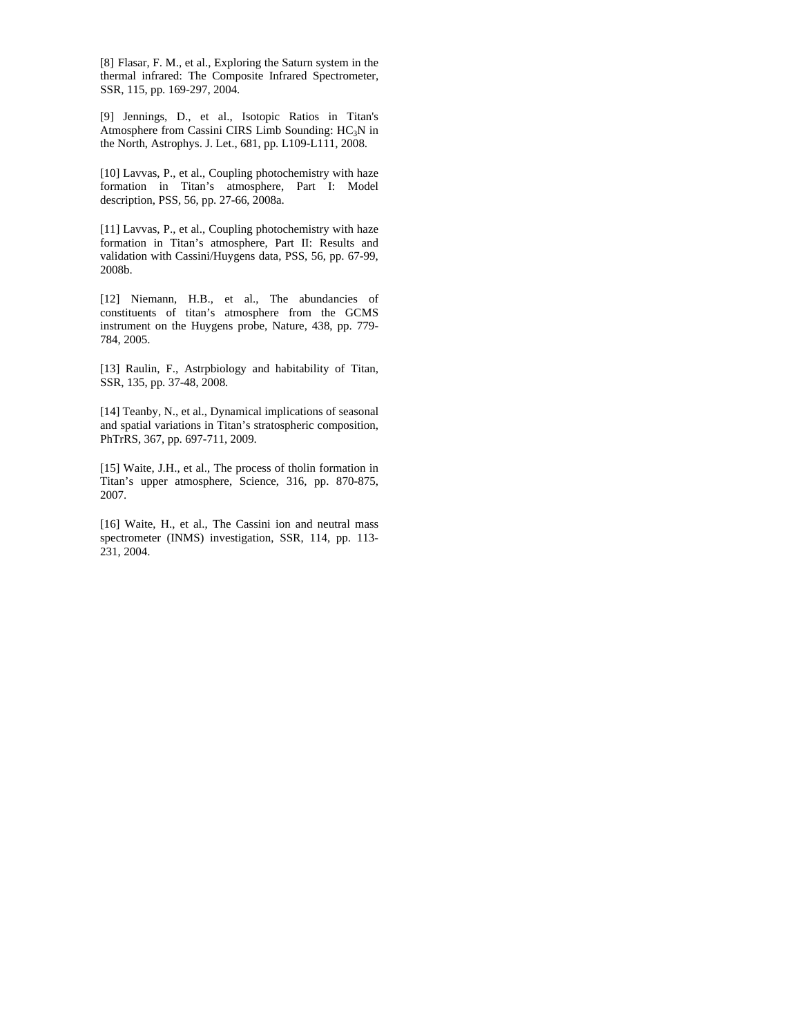[8] Flasar, F. M., et al., Exploring the Saturn system in the thermal infrared: The Composite Infrared Spectrometer, SSR, 115, pp. 169-297, 2004.

[9] Jennings, D., et al., Isotopic Ratios in Titan's Atmosphere from Cassini CIRS Limb Sounding: $HC_3N$ in the North, Astrophys. J. Let., 681, pp. L109-L111, 2008.

[10] Lavvas, P., et al., Coupling photochemistry with haze formation in Titan’s atmosphere, Part I: Model description, PSS, 56, pp. 27-66, 2008a.

[11] Lavvas, P., et al., Coupling photochemistry with haze formation in Titan’s atmosphere, Part II: Results and validation with Cassini/Huygens data, PSS, 56, pp. 67-99, 2008b.

[12] Niemann, H.B., et al., The abundancies of constituents of titan’s atmosphere from the GCMS instrument on the Huygens probe, Nature, 438, pp. 779-784, 2005.

[13] Raulin, F., Astrpbiology and habitability of Titan, SSR, 135, pp. 37-48, 2008.

[14] Teanby, N., et al., Dynamical implications of seasonal and spatial variations in Titan’s stratospheric composition, PhTrRS, 367, pp. 697-711, 2009.

[15] Waite, J.H., et al., The process of tholin formation in Titan’s upper atmosphere, Science, 316, pp. 870-875, 2007.

[16] Waite, H., et al., The Cassini ion and neutral mass spectrometer (INMS) investigation, SSR, 114, pp. 113-231, 2004.